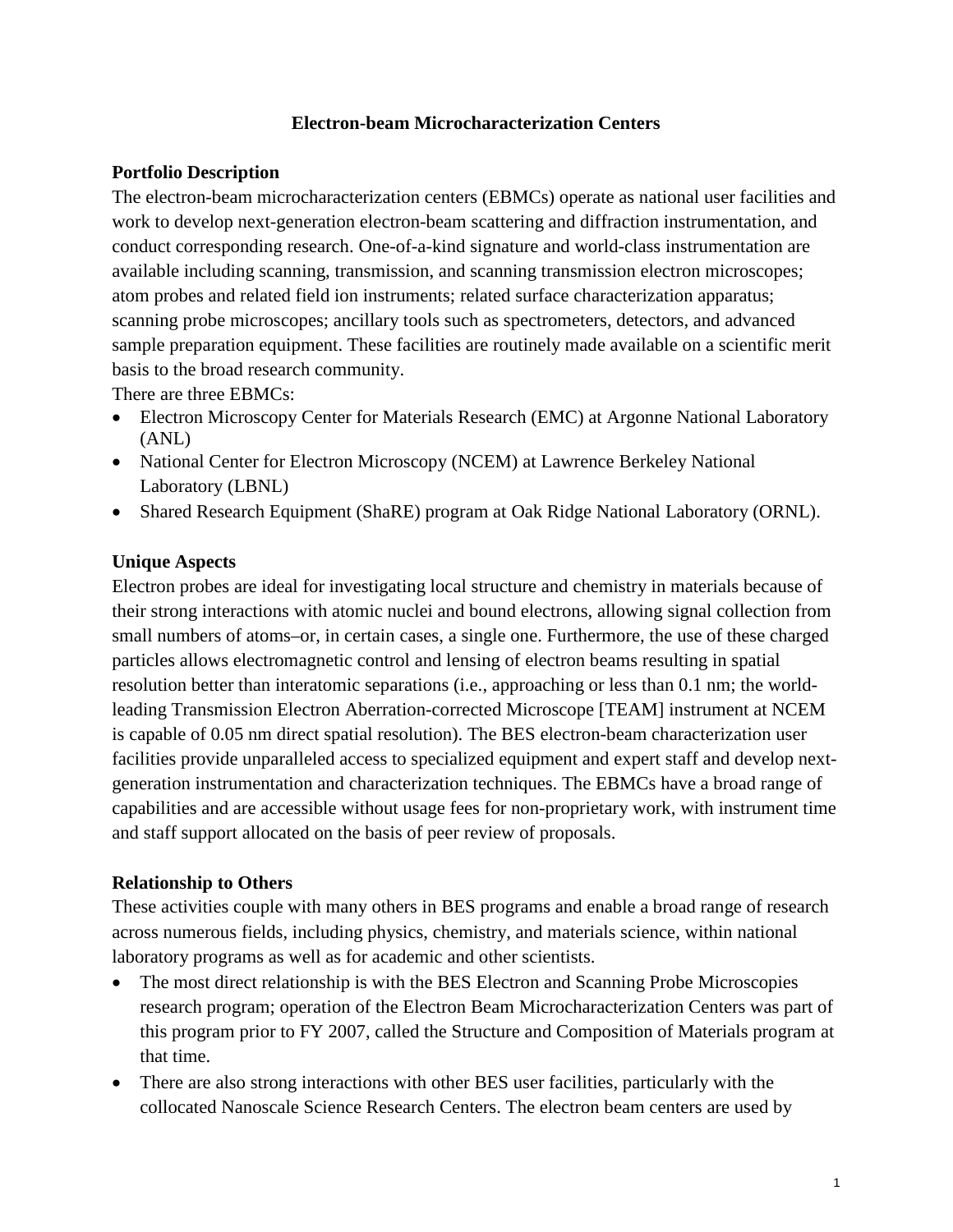# Electron-beam Microcharacterization Centers

## Portfolio Description

The electron-beam microcharacterization centers (EBMCs) operate as national user facilities and work to develop next-generation electron-beam scattering and diffraction instrumentation, and conduct corresponding research. One-of-a-kind signature and world-class instrumentation are available including scanning, transmission, and scanning transmission electron microscopes; atom probes and related field ion instruments; related surface characterization apparatus; scanning probe microscopes; ancillary tools such as spectrometers, detectors, and advanced sample preparation equipment. These facilities are routinely made available on a scientific merit basis to the broad research community.

There are three EBMCs:

- Electron Microscopy Center for Materials Research (EMC) at Argonne National Laboratory (ANL)
- National Center for Electron Microscopy (NCEM) at Lawrence Berkeley National Laboratory (LBNL)
- Shared Research Equipment (ShaRE) program at Oak Ridge National Laboratory (ORNL).

## Unique Aspects

Electron probes are ideal for investigating local structure and chemistry in materials because of their strong interactions with atomic nuclei and bound electrons, allowing signal collection from small numbers of atoms–or, in certain cases, a single one. Furthermore, the use of these charged particles allows electromagnetic control and lensing of electron beams resulting in spatial resolution better than interatomic separations (i.e., approaching or less than 0.1 nm; the world-leading Transmission Electron Aberration-corrected Microscope [TEAM] instrument at NCEM is capable of 0.05 nm direct spatial resolution). The BES electron-beam characterization user facilities provide unparalleled access to specialized equipment and expert staff and develop next-generation instrumentation and characterization techniques. The EBMCs have a broad range of capabilities and are accessible without usage fees for non-proprietary work, with instrument time and staff support allocated on the basis of peer review of proposals.

## Relationship to Others

These activities couple with many others in BES programs and enable a broad range of research across numerous fields, including physics, chemistry, and materials science, within national laboratory programs as well as for academic and other scientists.

- The most direct relationship is with the BES Electron and Scanning Probe Microscopies research program; operation of the Electron Beam Microcharacterization Centers was part of this program prior to FY 2007, called the Structure and Composition of Materials program at that time.
- There are also strong interactions with other BES user facilities, particularly with the collocated Nanoscale Science Research Centers. The electron beam centers are used by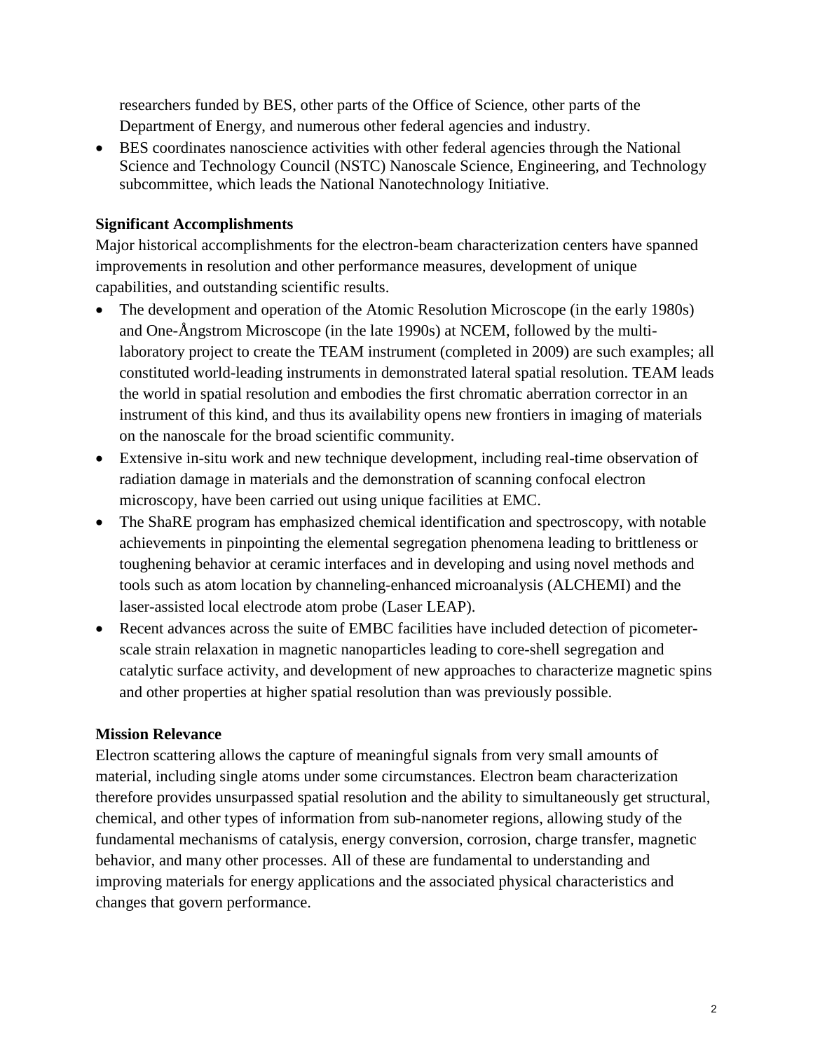researchers funded by BES, other parts of the Office of Science, other parts of the Department of Energy, and numerous other federal agencies and industry.

- BES coordinates nanoscience activities with other federal agencies through the National Science and Technology Council (NSTC) Nanoscale Science, Engineering, and Technology subcommittee, which leads the National Nanotechnology Initiative.

**Significant Accomplishments**

Major historical accomplishments for the electron-beam characterization centers have spanned improvements in resolution and other performance measures, development of unique capabilities, and outstanding scientific results.

- The development and operation of the Atomic Resolution Microscope (in the early 1980s) and One-Ångstrom Microscope (in the late 1990s) at NCEM, followed by the multi-laboratory project to create the TEAM instrument (completed in 2009) are such examples; all constituted world-leading instruments in demonstrated lateral spatial resolution. TEAM leads the world in spatial resolution and embodies the first chromatic aberration corrector in an instrument of this kind, and thus its availability opens new frontiers in imaging of materials on the nanoscale for the broad scientific community.
- Extensive in-situ work and new technique development, including real-time observation of radiation damage in materials and the demonstration of scanning confocal electron microscopy, have been carried out using unique facilities at EMC.
- The ShaRE program has emphasized chemical identification and spectroscopy, with notable achievements in pinpointing the elemental segregation phenomena leading to brittleness or toughening behavior at ceramic interfaces and in developing and using novel methods and tools such as atom location by channeling-enhanced microanalysis (ALCHEMI) and the laser-assisted local electrode atom probe (Laser LEAP).
- Recent advances across the suite of EMBC facilities have included detection of picometer-scale strain relaxation in magnetic nanoparticles leading to core-shell segregation and catalytic surface activity, and development of new approaches to characterize magnetic spins and other properties at higher spatial resolution than was previously possible.

**Mission Relevance**

Electron scattering allows the capture of meaningful signals from very small amounts of material, including single atoms under some circumstances. Electron beam characterization therefore provides unsurpassed spatial resolution and the ability to simultaneously get structural, chemical, and other types of information from sub-nanometer regions, allowing study of the fundamental mechanisms of catalysis, energy conversion, corrosion, charge transfer, magnetic behavior, and many other processes. All of these are fundamental to understanding and improving materials for energy applications and the associated physical characteristics and changes that govern performance.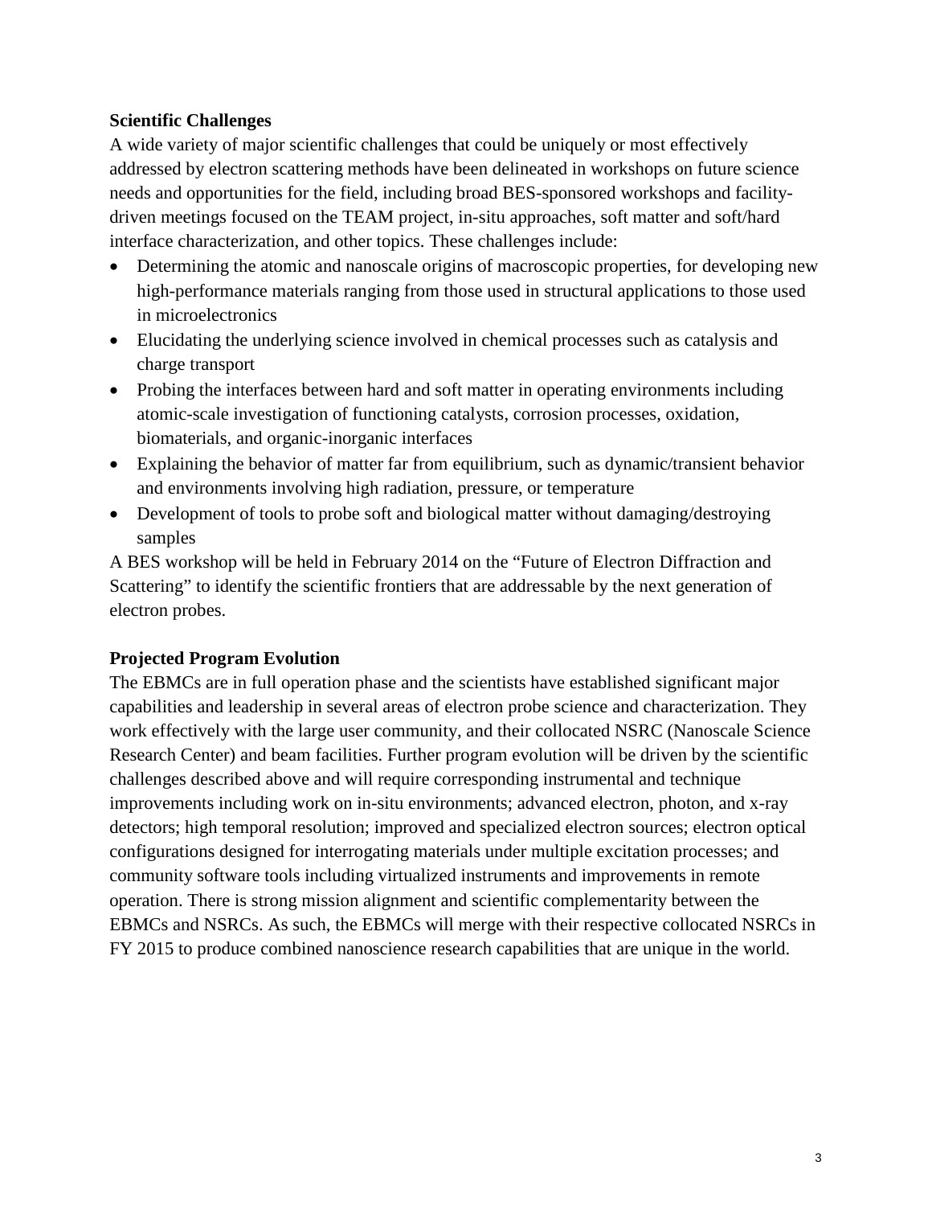**Scientific Challenges**

A wide variety of major scientific challenges that could be uniquely or most effectively addressed by electron scattering methods have been delineated in workshops on future science needs and opportunities for the field, including broad BES-sponsored workshops and facility-driven meetings focused on the TEAM project, in-situ approaches, soft matter and soft/hard interface characterization, and other topics. These challenges include:

- Determining the atomic and nanoscale origins of macroscopic properties, for developing new high-performance materials ranging from those used in structural applications to those used in microelectronics
- Elucidating the underlying science involved in chemical processes such as catalysis and charge transport
- Probing the interfaces between hard and soft matter in operating environments including atomic-scale investigation of functioning catalysts, corrosion processes, oxidation, biomaterials, and organic-inorganic interfaces
- Explaining the behavior of matter far from equilibrium, such as dynamic/transient behavior and environments involving high radiation, pressure, or temperature
- Development of tools to probe soft and biological matter without damaging/destroying samples

A BES workshop will be held in February 2014 on the "Future of Electron Diffraction and Scattering" to identify the scientific frontiers that are addressable by the next generation of electron probes.

**Projected Program Evolution**

The EBMCs are in full operation phase and the scientists have established significant major capabilities and leadership in several areas of electron probe science and characterization. They work effectively with the large user community, and their collocated NSRC (Nanoscale Science Research Center) and beam facilities. Further program evolution will be driven by the scientific challenges described above and will require corresponding instrumental and technique improvements including work on in-situ environments; advanced electron, photon, and x-ray detectors; high temporal resolution; improved and specialized electron sources; electron optical configurations designed for interrogating materials under multiple excitation processes; and community software tools including virtualized instruments and improvements in remote operation. There is strong mission alignment and scientific complementarity between the EBMCs and NSRCs. As such, the EBMCs will merge with their respective collocated NSRCs in FY 2015 to produce combined nanoscience research capabilities that are unique in the world.